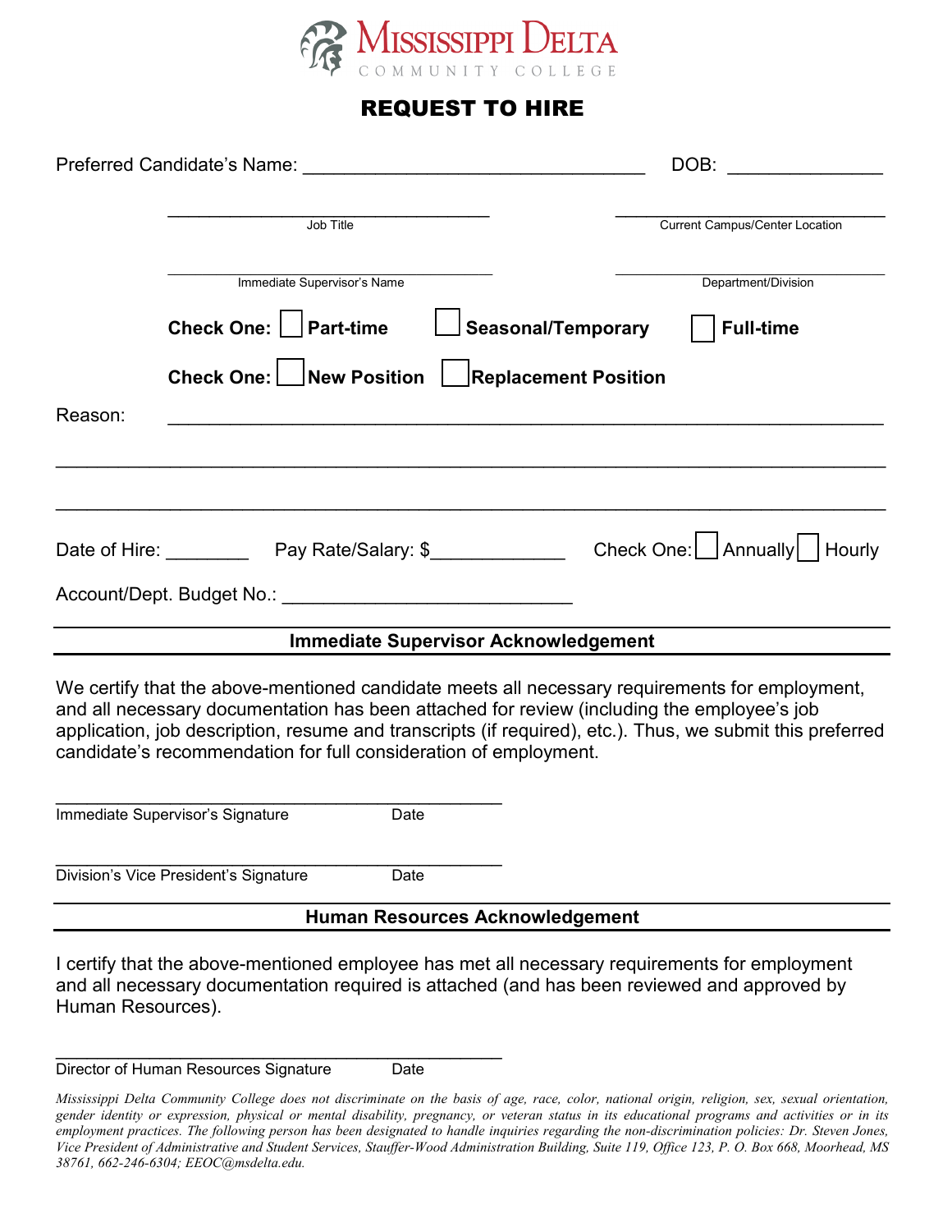# Mississippi Delta Community College

## REQUEST TO HIRE

Preferred Candidate's Name: ________________________________ DOB: ______________

________________________________ Job Title

________________________________ Current Campus/Center Location

________________________________ Immediate Supervisor's Name

________________________________ Department/Division

**Check One:** ☐ **Part-time** ☐ **Seasonal/Temporary** ☐ **Full-time**

**Check One:** ☐ **New Position** ☐ **Replacement Position**

Reason: ____________________________________________________________________

____________________________________________________________________________

____________________________________________________________________________

Date of Hire: ________ Pay Rate/Salary: $_____________ Check One: ☐ Annually ☐ Hourly

Account/Dept. Budget No.: ____________________________

---

**Immediate Supervisor Acknowledgement**

---

We certify that the above-mentioned candidate meets all necessary requirements for employment, and all necessary documentation has been attached for review (including the employee's job application, job description, resume and transcripts (if required), etc.). Thus, we submit this preferred candidate's recommendation for full consideration of employment.

______________________________________________
Immediate Supervisor's Signature Date

______________________________________________
Division's Vice President's Signature Date

---

**Human Resources Acknowledgement**

---

I certify that the above-mentioned employee has met all necessary requirements for employment and all necessary documentation required is attached (and has been reviewed and approved by Human Resources).

______________________________________________
Director of Human Resources Signature Date

*Mississippi Delta Community College does not discriminate on the basis of age, race, color, national origin, religion, sex, sexual orientation, gender identity or expression, physical or mental disability, pregnancy, or veteran status in its educational programs and activities or in its employment practices. The following person has been designated to handle inquiries regarding the non-discrimination policies: Dr. Steven Jones, Vice President of Administrative and Student Services, Stauffer-Wood Administration Building, Suite 119, Office 123, P. O. Box 668, Moorhead, MS 38761, 662-246-6304; EEOC@msdelta.edu.*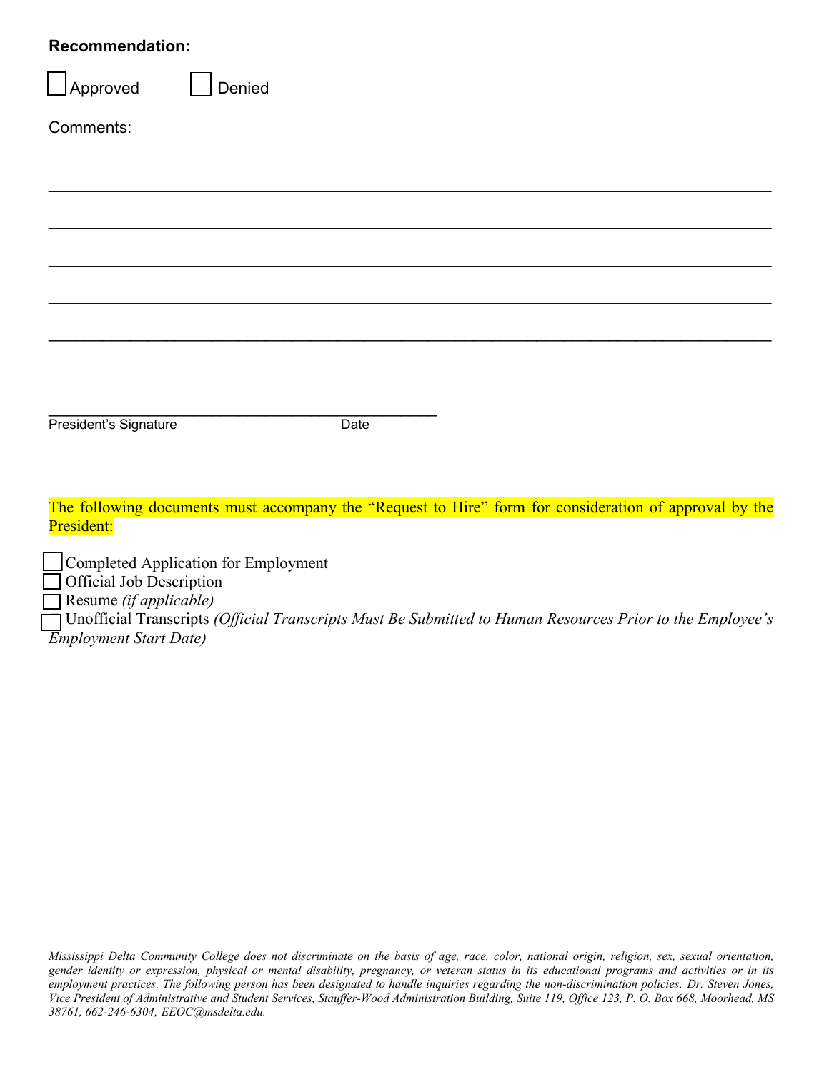**Recommendation:**

☐ Approved ☐ Denied

Comments:

\_\_\_\_\_\_\_\_\_\_\_\_\_\_\_\_\_\_\_\_\_\_\_\_\_\_\_\_\_\_\_\_\_\_\_\_\_\_\_\_\_\_\_\_\_\_\_\_\_\_\_\_\_\_\_\_\_\_\_\_\_\_\_\_\_\_\_\_\_\_\_\_\_\_\_\_\_\_

\_\_\_\_\_\_\_\_\_\_\_\_\_\_\_\_\_\_\_\_\_\_\_\_\_\_\_\_\_\_\_\_\_\_\_\_\_\_\_\_\_\_\_\_\_\_\_\_\_\_\_\_\_\_\_\_\_\_\_\_\_\_\_\_\_\_\_\_\_\_\_\_\_\_\_\_\_\_

\_\_\_\_\_\_\_\_\_\_\_\_\_\_\_\_\_\_\_\_\_\_\_\_\_\_\_\_\_\_\_\_\_\_\_\_\_\_\_\_\_\_\_\_\_\_\_\_\_\_\_\_\_\_\_\_\_\_\_\_\_\_\_\_\_\_\_\_\_\_\_\_\_\_\_\_\_\_

\_\_\_\_\_\_\_\_\_\_\_\_\_\_\_\_\_\_\_\_\_\_\_\_\_\_\_\_\_\_\_\_\_\_\_\_\_\_\_\_\_\_\_\_\_\_\_\_\_\_\_\_\_\_\_\_\_\_\_\_\_\_\_\_\_\_\_\_\_\_\_\_\_\_\_\_\_\_

\_\_\_\_\_\_\_\_\_\_\_\_\_\_\_\_\_\_\_\_\_\_\_\_\_\_\_\_\_\_\_\_\_\_\_\_\_\_\_\_\_\_\_\_\_\_\_\_\_\_\_\_\_\_\_\_\_\_\_\_\_\_\_\_\_\_\_\_\_\_\_\_\_\_\_\_\_\_

\_\_\_\_\_\_\_\_\_\_\_\_\_\_\_\_\_\_\_\_\_\_\_\_\_\_\_\_\_\_\_\_\_\_\_\_\_\_\_\_\_\_\_\_\_\_\_\_

President's Signature Date

The following documents must accompany the "Request to Hire" form for consideration of approval by the President:

☐ Completed Application for Employment
☐ Official Job Description
☐ Resume *(if applicable)*
☐ Unofficial Transcripts *(Official Transcripts Must Be Submitted to Human Resources Prior to the Employee's Employment Start Date)*

*Mississippi Delta Community College does not discriminate on the basis of age, race, color, national origin, religion, sex, sexual orientation, gender identity or expression, physical or mental disability, pregnancy, or veteran status in its educational programs and activities or in its employment practices. The following person has been designated to handle inquiries regarding the non-discrimination policies: Dr. Steven Jones, Vice President of Administrative and Student Services, Stauffer-Wood Administration Building, Suite 119, Office 123, P. O. Box 668, Moorhead, MS 38761, 662-246-6304; EEOC@msdelta.edu.*